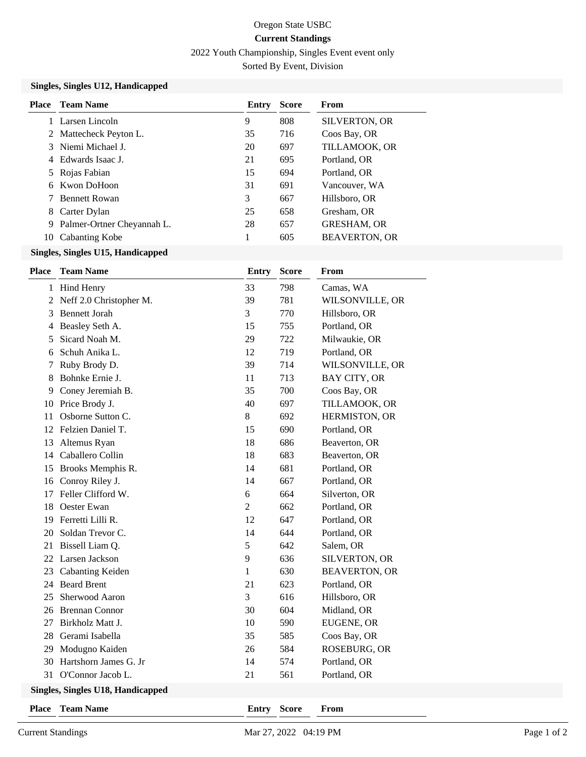Oregon State USBC

**Current Standings**

2022 Youth Championship, Singles Event event only

Sorted By Event, Division

### Singles, Singles U12, Handicapped

| Place | Team Name | Entry | Score | From |
|---|---|---|---|---|
| 1 | Larsen Lincoln | 9 | 808 | SILVERTON, OR |
| 2 | Mattecheck Peyton L. | 35 | 716 | Coos Bay, OR |
| 3 | Niemi Michael J. | 20 | 697 | TILLAMOOK, OR |
| 4 | Edwards Isaac J. | 21 | 695 | Portland, OR |
| 5 | Rojas Fabian | 15 | 694 | Portland, OR |
| 6 | Kwon DoHoon | 31 | 691 | Vancouver, WA |
| 7 | Bennett Rowan | 3 | 667 | Hillsboro, OR |
| 8 | Carter Dylan | 25 | 658 | Gresham, OR |
| 9 | Palmer-Ortner Cheyannah L. | 28 | 657 | GRESHAM, OR |
| 10 | Cabanting Kobe | 1 | 605 | BEAVERTON, OR |

### Singles, Singles U15, Handicapped

| Place | Team Name | Entry | Score | From |
|---|---|---|---|---|
| 1 | Hind Henry | 33 | 798 | Camas, WA |
| 2 | Neff 2.0 Christopher M. | 39 | 781 | WILSONVILLE, OR |
| 3 | Bennett Jorah | 3 | 770 | Hillsboro, OR |
| 4 | Beasley Seth A. | 15 | 755 | Portland, OR |
| 5 | Sicard Noah M. | 29 | 722 | Milwaukie, OR |
| 6 | Schuh Anika L. | 12 | 719 | Portland, OR |
| 7 | Ruby Brody D. | 39 | 714 | WILSONVILLE, OR |
| 8 | Bohnke Ernie J. | 11 | 713 | BAY CITY, OR |
| 9 | Coney Jeremiah B. | 35 | 700 | Coos Bay, OR |
| 10 | Price Brody J. | 40 | 697 | TILLAMOOK, OR |
| 11 | Osborne Sutton C. | 8 | 692 | HERMISTON, OR |
| 12 | Felzien Daniel T. | 15 | 690 | Portland, OR |
| 13 | Altemus Ryan | 18 | 686 | Beaverton, OR |
| 14 | Caballero Collin | 18 | 683 | Beaverton, OR |
| 15 | Brooks Memphis R. | 14 | 681 | Portland, OR |
| 16 | Conroy Riley J. | 14 | 667 | Portland, OR |
| 17 | Feller Clifford W. | 6 | 664 | Silverton, OR |
| 18 | Oester Ewan | 2 | 662 | Portland, OR |
| 19 | Ferretti Lilli R. | 12 | 647 | Portland, OR |
| 20 | Soldan Trevor C. | 14 | 644 | Portland, OR |
| 21 | Bissell Liam Q. | 5 | 642 | Salem, OR |
| 22 | Larsen Jackson | 9 | 636 | SILVERTON, OR |
| 23 | Cabanting Keiden | 1 | 630 | BEAVERTON, OR |
| 24 | Beard Brent | 21 | 623 | Portland, OR |
| 25 | Sherwood Aaron | 3 | 616 | Hillsboro, OR |
| 26 | Brennan Connor | 30 | 604 | Midland, OR |
| 27 | Birkholz Matt J. | 10 | 590 | EUGENE, OR |
| 28 | Gerami Isabella | 35 | 585 | Coos Bay, OR |
| 29 | Modugno Kaiden | 26 | 584 | ROSEBURG, OR |
| 30 | Hartshorn James G. Jr | 14 | 574 | Portland, OR |
| 31 | O'Connor Jacob L. | 21 | 561 | Portland, OR |

### Singles, Singles U18, Handicapped

| Place | Team Name | Entry | Score | From |
|---|---|---|---|---|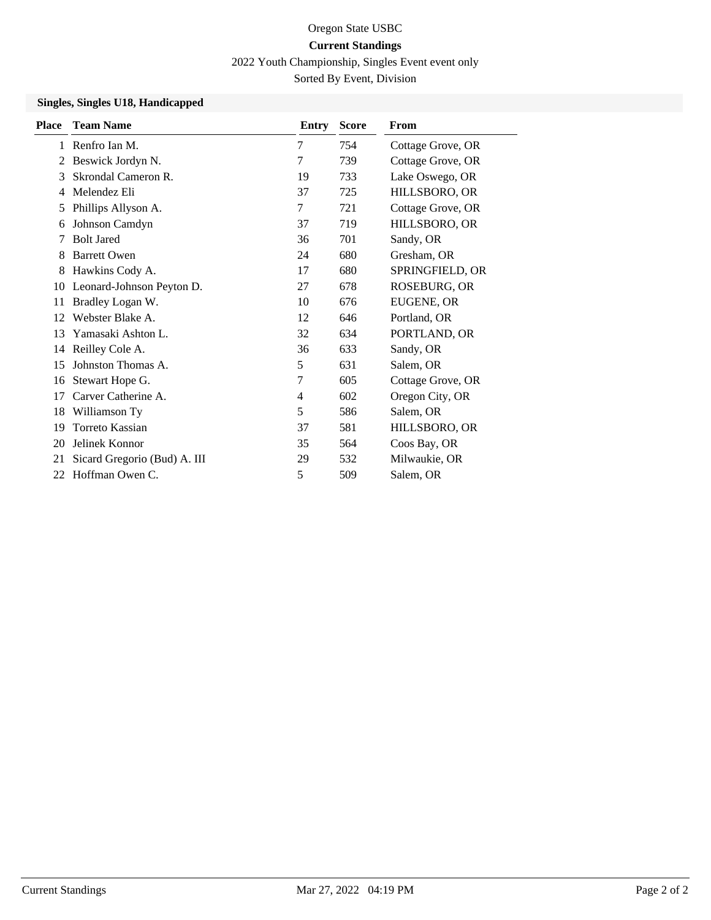Oregon State USBC

**Current Standings**

2022 Youth Championship, Singles Event event only

Sorted By Event, Division

### Singles, Singles U18, Handicapped

| Place | Team Name | Entry | Score | From |
|---|---|---|---|---|
| 1 | Renfro Ian M. | 7 | 754 | Cottage Grove, OR |
| 2 | Beswick Jordyn N. | 7 | 739 | Cottage Grove, OR |
| 3 | Skrondal Cameron R. | 19 | 733 | Lake Oswego, OR |
| 4 | Melendez Eli | 37 | 725 | HILLSBORO, OR |
| 5 | Phillips Allyson A. | 7 | 721 | Cottage Grove, OR |
| 6 | Johnson Camdyn | 37 | 719 | HILLSBORO, OR |
| 7 | Bolt Jared | 36 | 701 | Sandy, OR |
| 8 | Barrett Owen | 24 | 680 | Gresham, OR |
| 8 | Hawkins Cody A. | 17 | 680 | SPRINGFIELD, OR |
| 10 | Leonard-Johnson Peyton D. | 27 | 678 | ROSEBURG, OR |
| 11 | Bradley Logan W. | 10 | 676 | EUGENE, OR |
| 12 | Webster Blake A. | 12 | 646 | Portland, OR |
| 13 | Yamasaki Ashton L. | 32 | 634 | PORTLAND, OR |
| 14 | Reilley Cole A. | 36 | 633 | Sandy, OR |
| 15 | Johnston Thomas A. | 5 | 631 | Salem, OR |
| 16 | Stewart Hope G. | 7 | 605 | Cottage Grove, OR |
| 17 | Carver Catherine A. | 4 | 602 | Oregon City, OR |
| 18 | Williamson Ty | 5 | 586 | Salem, OR |
| 19 | Torreto Kassian | 37 | 581 | HILLSBORO, OR |
| 20 | Jelinek Konnor | 35 | 564 | Coos Bay, OR |
| 21 | Sicard Gregorio (Bud) A. III | 29 | 532 | Milwaukie, OR |
| 22 | Hoffman Owen C. | 5 | 509 | Salem, OR |